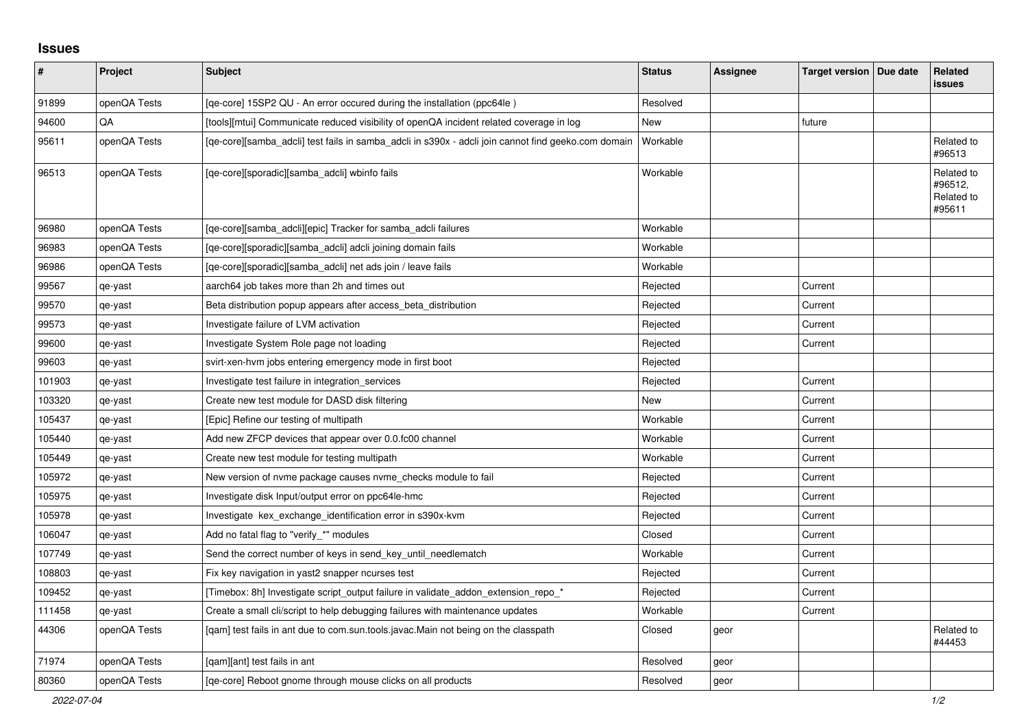## Issues

| # | Project | Subject | Status | Assignee | Target version | Due date | Related issues |
|---|---|---|---|---|---|---|---|
| 91899 | openQA Tests | [qe-core] 15SP2 QU - An error occured during the installation (ppc64le ) | Resolved | | | | |
| 94600 | QA | [tools][mtui] Communicate reduced visibility of openQA incident related coverage in log | New | | future | | |
| 95611 | openQA Tests | [qe-core][samba_adcli] test fails in samba_adcli in s390x - adcli join cannot find geeko.com domain | Workable | | | | Related to #96513 |
| 96513 | openQA Tests | [qe-core][sporadic][samba_adcli] wbinfo fails | Workable | | | | Related to #96512, Related to #95611 |
| 96980 | openQA Tests | [qe-core][samba_adcli][epic] Tracker for samba_adcli failures | Workable | | | | |
| 96983 | openQA Tests | [qe-core][sporadic][samba_adcli] adcli joining domain fails | Workable | | | | |
| 96986 | openQA Tests | [qe-core][sporadic][samba_adcli] net ads join / leave fails | Workable | | | | |
| 99567 | qe-yast | aarch64 job takes more than 2h and times out | Rejected | | Current | | |
| 99570 | qe-yast | Beta distribution popup appears after access_beta_distribution | Rejected | | Current | | |
| 99573 | qe-yast | Investigate failure of LVM activation | Rejected | | Current | | |
| 99600 | qe-yast | Investigate System Role page not loading | Rejected | | Current | | |
| 99603 | qe-yast | svirt-xen-hvm jobs entering emergency mode in first boot | Rejected | | | | |
| 101903 | qe-yast | Investigate test failure in integration_services | Rejected | | Current | | |
| 103320 | qe-yast | Create new test module for DASD disk filtering | New | | Current | | |
| 105437 | qe-yast | [Epic] Refine our testing of multipath | Workable | | Current | | |
| 105440 | qe-yast | Add new ZFCP devices that appear over 0.0.fc00 channel | Workable | | Current | | |
| 105449 | qe-yast | Create new test module for testing multipath | Workable | | Current | | |
| 105972 | qe-yast | New version of nvme package causes nvme_checks module to fail | Rejected | | Current | | |
| 105975 | qe-yast | Investigate disk Input/output error on ppc64le-hmc | Rejected | | Current | | |
| 105978 | qe-yast | Investigate kex_exchange_identification error in s390x-kvm | Rejected | | Current | | |
| 106047 | qe-yast | Add no fatal flag to "verify_*" modules | Closed | | Current | | |
| 107749 | qe-yast | Send the correct number of keys in send_key_until_needlematch | Workable | | Current | | |
| 108803 | qe-yast | Fix key navigation in yast2 snapper ncurses test | Rejected | | Current | | |
| 109452 | qe-yast | [Timebox: 8h] Investigate script_output failure in validate_addon_extension_repo_* | Rejected | | Current | | |
| 111458 | qe-yast | Create a small cli/script to help debugging failures with maintenance updates | Workable | | Current | | |
| 44306 | openQA Tests | [qam] test fails in ant due to com.sun.tools.javac.Main not being on the classpath | Closed | geor | | | Related to #44453 |
| 71974 | openQA Tests | [qam][ant] test fails in ant | Resolved | geor | | | |
| 80360 | openQA Tests | [qe-core] Reboot gnome through mouse clicks on all products | Resolved | geor | | | |

*2022-07-04*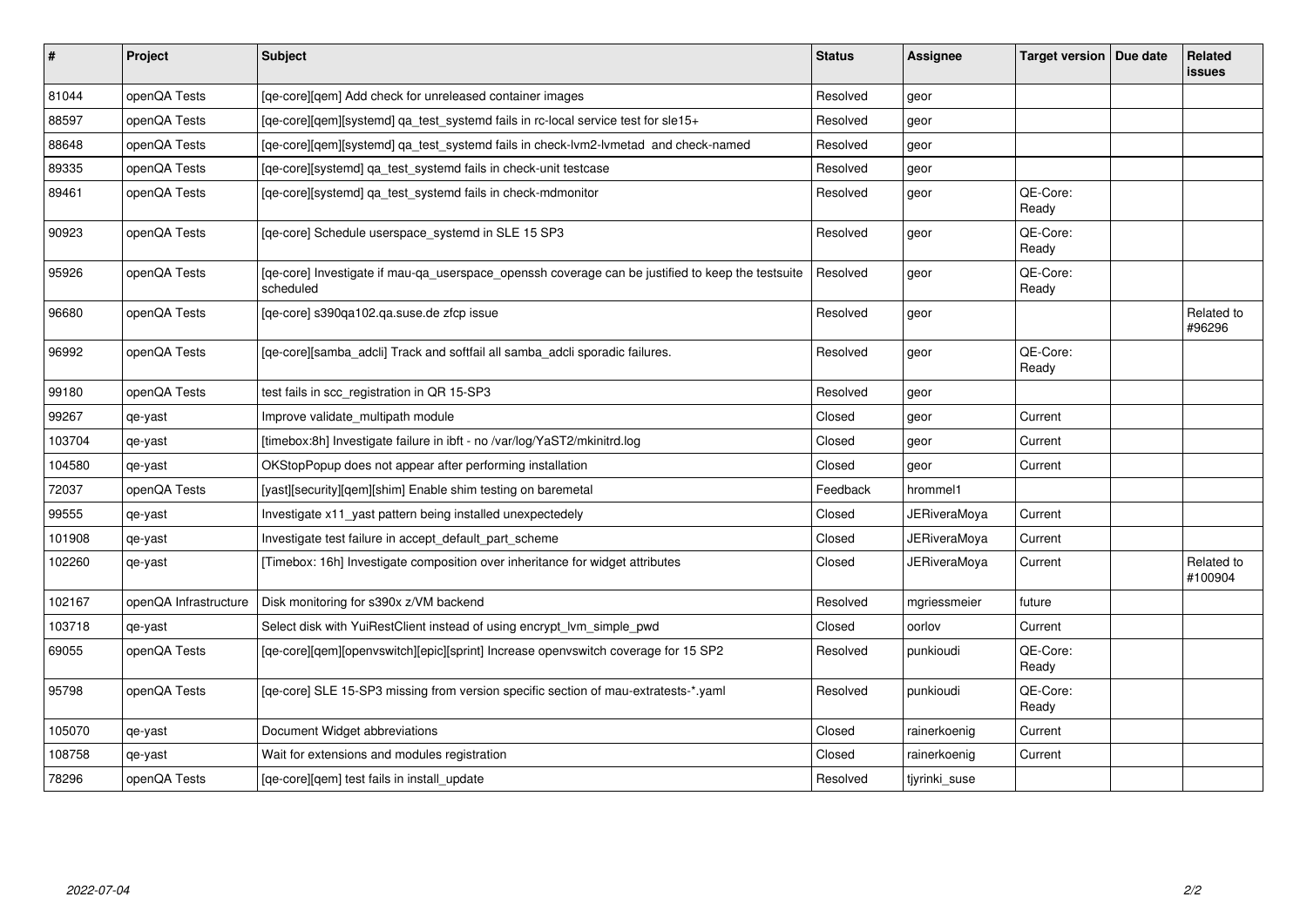| # | Project | Subject | Status | Assignee | Target version | Due date | Related issues |
|---|---|---|---|---|---|---|---|
| 81044 | openQA Tests | [qe-core][qem] Add check for unreleased container images | Resolved | geor | | | |
| 88597 | openQA Tests | [qe-core][qem][systemd] qa_test_systemd fails in rc-local service test for sle15+ | Resolved | geor | | | |
| 88648 | openQA Tests | [qe-core][qem][systemd] qa_test_systemd fails in check-lvm2-lvmetad and check-named | Resolved | geor | | | |
| 89335 | openQA Tests | [qe-core][systemd] qa_test_systemd fails in check-unit testcase | Resolved | geor | | | |
| 89461 | openQA Tests | [qe-core][systemd] qa_test_systemd fails in check-mdmonitor | Resolved | geor | QE-Core: Ready | | |
| 90923 | openQA Tests | [qe-core] Schedule userspace_systemd in SLE 15 SP3 | Resolved | geor | QE-Core: Ready | | |
| 95926 | openQA Tests | [qe-core] Investigate if mau-qa_userspace_openssh coverage can be justified to keep the testsuite scheduled | Resolved | geor | QE-Core: Ready | | |
| 96680 | openQA Tests | [qe-core] s390qa102.qa.suse.de zfcp issue | Resolved | geor | | | Related to #96296 |
| 96992 | openQA Tests | [qe-core][samba_adcli] Track and softfail all samba_adcli sporadic failures. | Resolved | geor | QE-Core: Ready | | |
| 99180 | openQA Tests | test fails in scc_registration in QR 15-SP3 | Resolved | geor | | | |
| 99267 | qe-yast | Improve validate_multipath module | Closed | geor | Current | | |
| 103704 | qe-yast | [timebox:8h] Investigate failure in ibft - no /var/log/YaST2/mkinitrd.log | Closed | geor | Current | | |
| 104580 | qe-yast | OKStopPopup does not appear after performing installation | Closed | geor | Current | | |
| 72037 | openQA Tests | [yast][security][qem][shim] Enable shim testing on baremetal | Feedback | hrommel1 | | | |
| 99555 | qe-yast | Investigate x11_yast pattern being installed unexpectedely | Closed | JERiveraMoya | Current | | |
| 101908 | qe-yast | Investigate test failure in accept_default_part_scheme | Closed | JERiveraMoya | Current | | |
| 102260 | qe-yast | [Timebox: 16h] Investigate composition over inheritance for widget attributes | Closed | JERiveraMoya | Current | | Related to #100904 |
| 102167 | openQA Infrastructure | Disk monitoring for s390x z/VM backend | Resolved | mgriessmeier | future | | |
| 103718 | qe-yast | Select disk with YuiRestClient instead of using encrypt_lvm_simple_pwd | Closed | oorlov | Current | | |
| 69055 | openQA Tests | [qe-core][qem][openvswitch][epic][sprint] Increase openvswitch coverage for 15 SP2 | Resolved | punkioudi | QE-Core: Ready | | |
| 95798 | openQA Tests | [qe-core] SLE 15-SP3 missing from version specific section of mau-extratests-*.yaml | Resolved | punkioudi | QE-Core: Ready | | |
| 105070 | qe-yast | Document Widget abbreviations | Closed | rainerkoenig | Current | | |
| 108758 | qe-yast | Wait for extensions and modules registration | Closed | rainerkoenig | Current | | |
| 78296 | openQA Tests | [qe-core][qem] test fails in install_update | Resolved | tjyrinki_suse | | | |